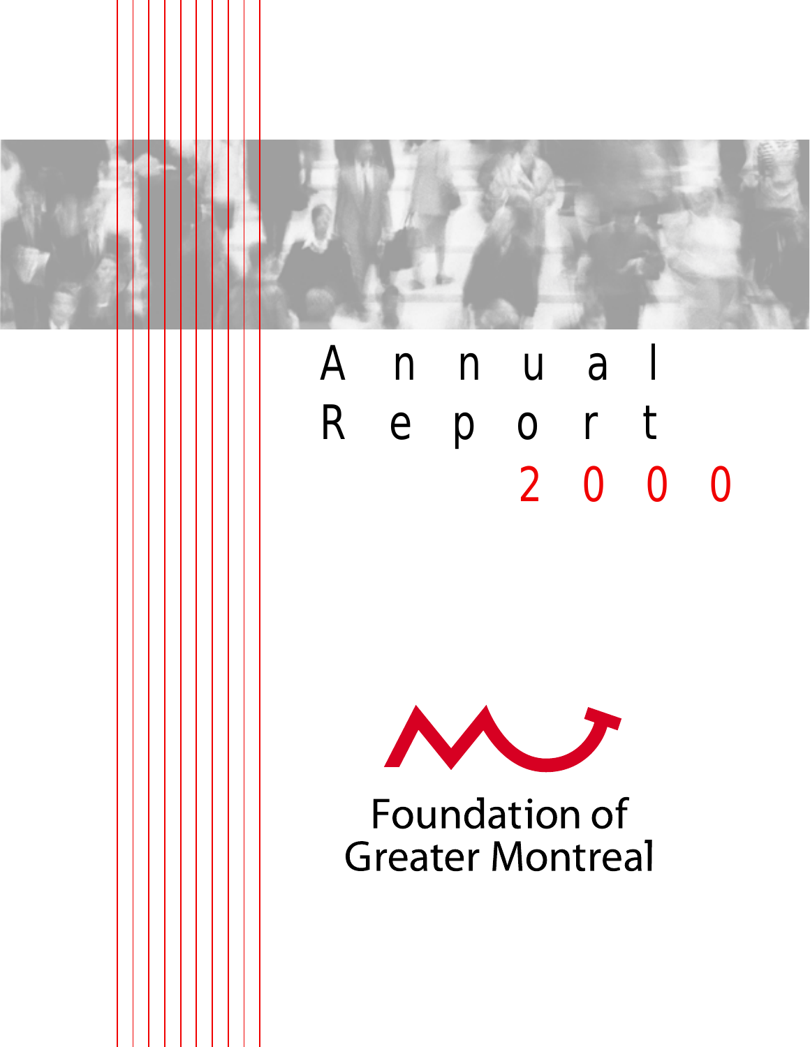# Annual Report 2000

Foundation of Greater Montreal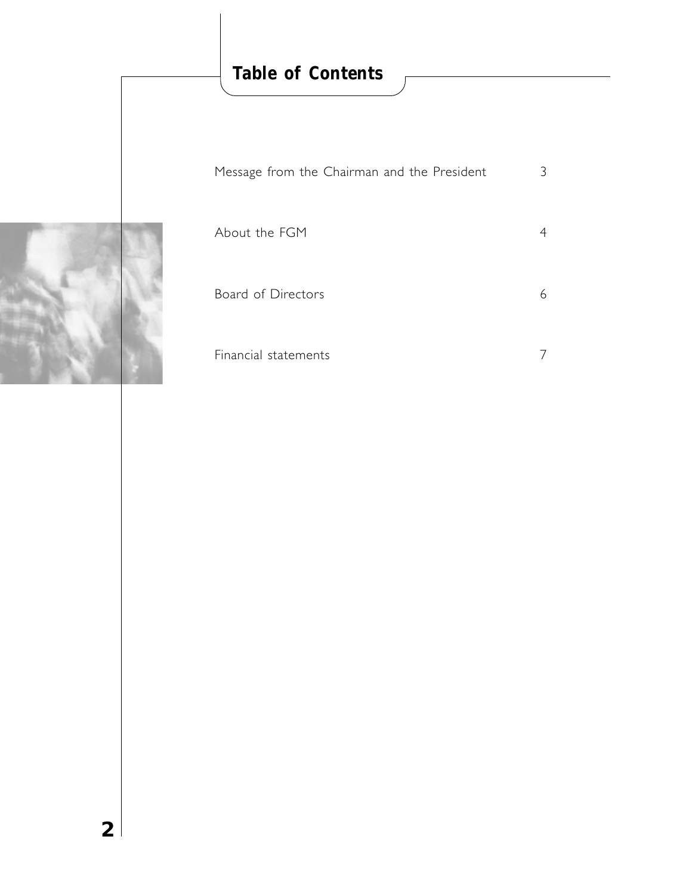# Table of Contents

| | |
|---|---|
| Message from the Chairman and the President | 3 |
| About the FGM | 4 |
| Board of Directors | 6 |
| Financial statements | 7 |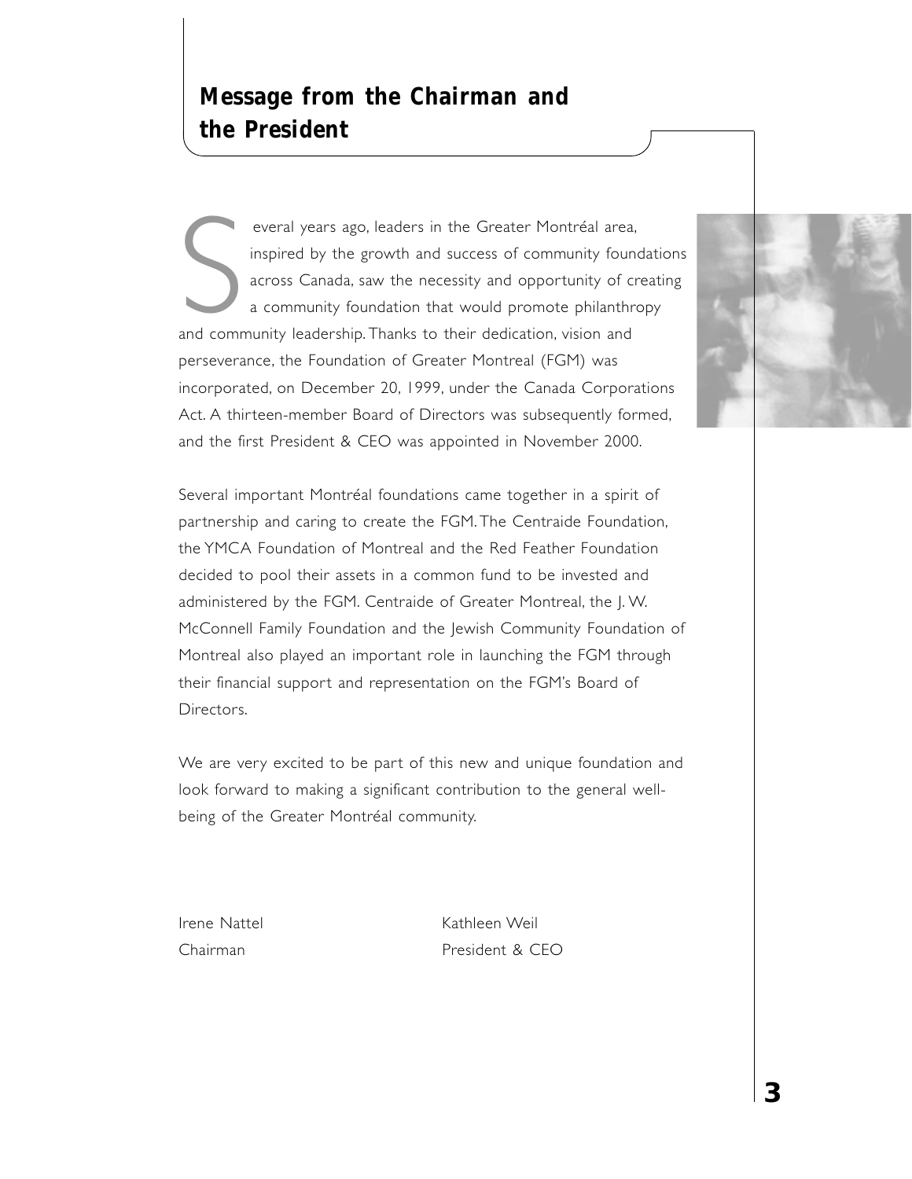## Message from the Chairman and the President

Several years ago, leaders in the Greater Montréal area, inspired by the growth and success of community foundations across Canada, saw the necessity and opportunity of creating a community foundation that would promote philanthropy and community leadership. Thanks to their dedication, vision and perseverance, the Foundation of Greater Montreal (FGM) was incorporated, on December 20, 1999, under the Canada Corporations Act. A thirteen-member Board of Directors was subsequently formed, and the first President & CEO was appointed in November 2000.

Several important Montréal foundations came together in a spirit of partnership and caring to create the FGM. The Centraide Foundation, the YMCA Foundation of Montreal and the Red Feather Foundation decided to pool their assets in a common fund to be invested and administered by the FGM. Centraide of Greater Montreal, the J. W. McConnell Family Foundation and the Jewish Community Foundation of Montreal also played an important role in launching the FGM through their financial support and representation on the FGM's Board of Directors.

We are very excited to be part of this new and unique foundation and look forward to making a significant contribution to the general well-being of the Greater Montréal community.

Irene Nattel
Chairman

Kathleen Weil
President & CEO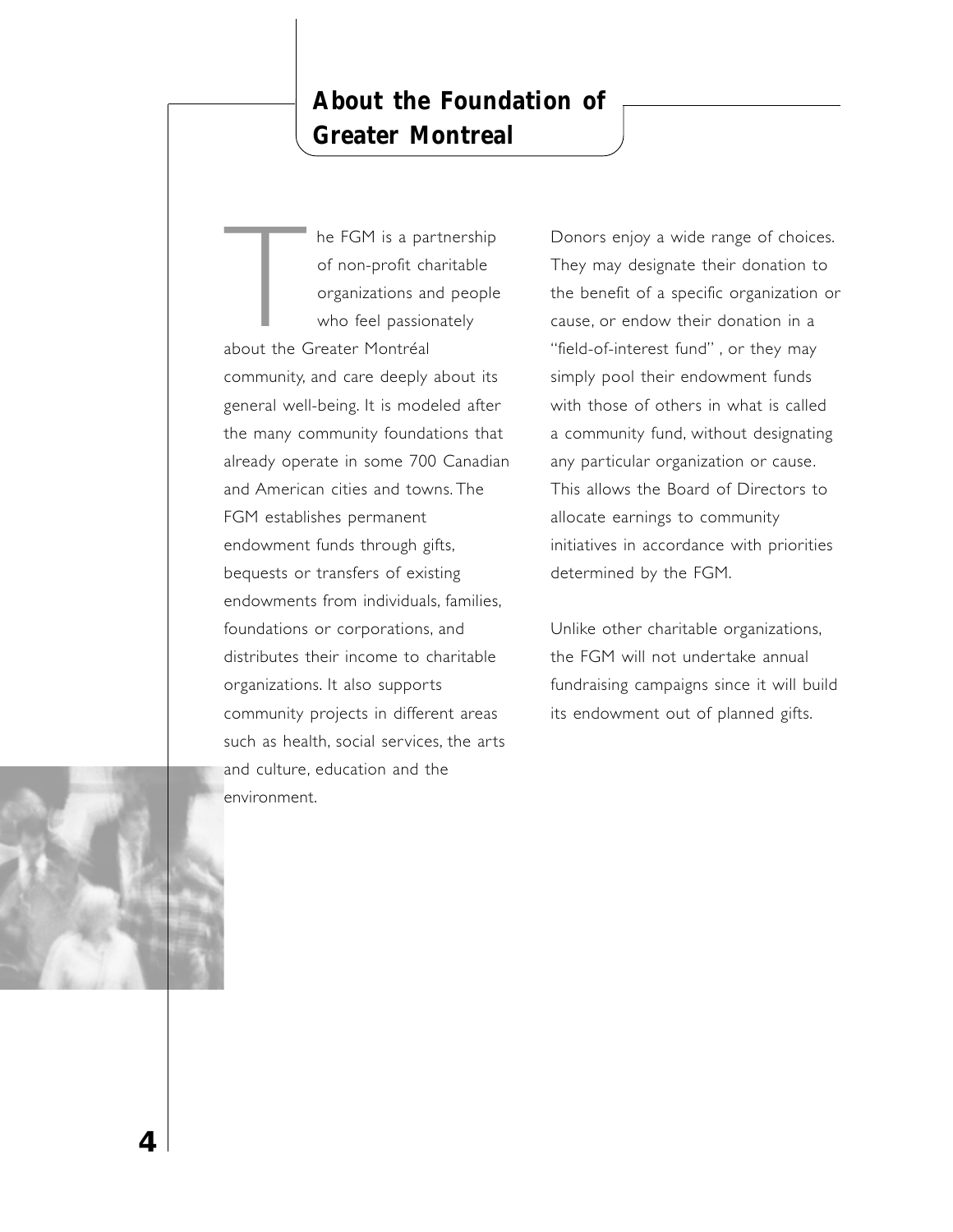# About the Foundation of Greater Montreal

The FGM is a partnership of non-profit charitable organizations and people who feel passionately about the Greater Montréal community, and care deeply about its general well-being. It is modeled after the many community foundations that already operate in some 700 Canadian and American cities and towns. The FGM establishes permanent endowment funds through gifts, bequests or transfers of existing endowments from individuals, families, foundations or corporations, and distributes their income to charitable organizations. It also supports community projects in different areas such as health, social services, the arts and culture, education and the environment.

Donors enjoy a wide range of choices. They may designate their donation to the benefit of a specific organization or cause, or endow their donation in a "field-of-interest fund" , or they may simply pool their endowment funds with those of others in what is called a community fund, without designating any particular organization or cause. This allows the Board of Directors to allocate earnings to community initiatives in accordance with priorities determined by the FGM.

Unlike other charitable organizations, the FGM will not undertake annual fundraising campaigns since it will build its endowment out of planned gifts.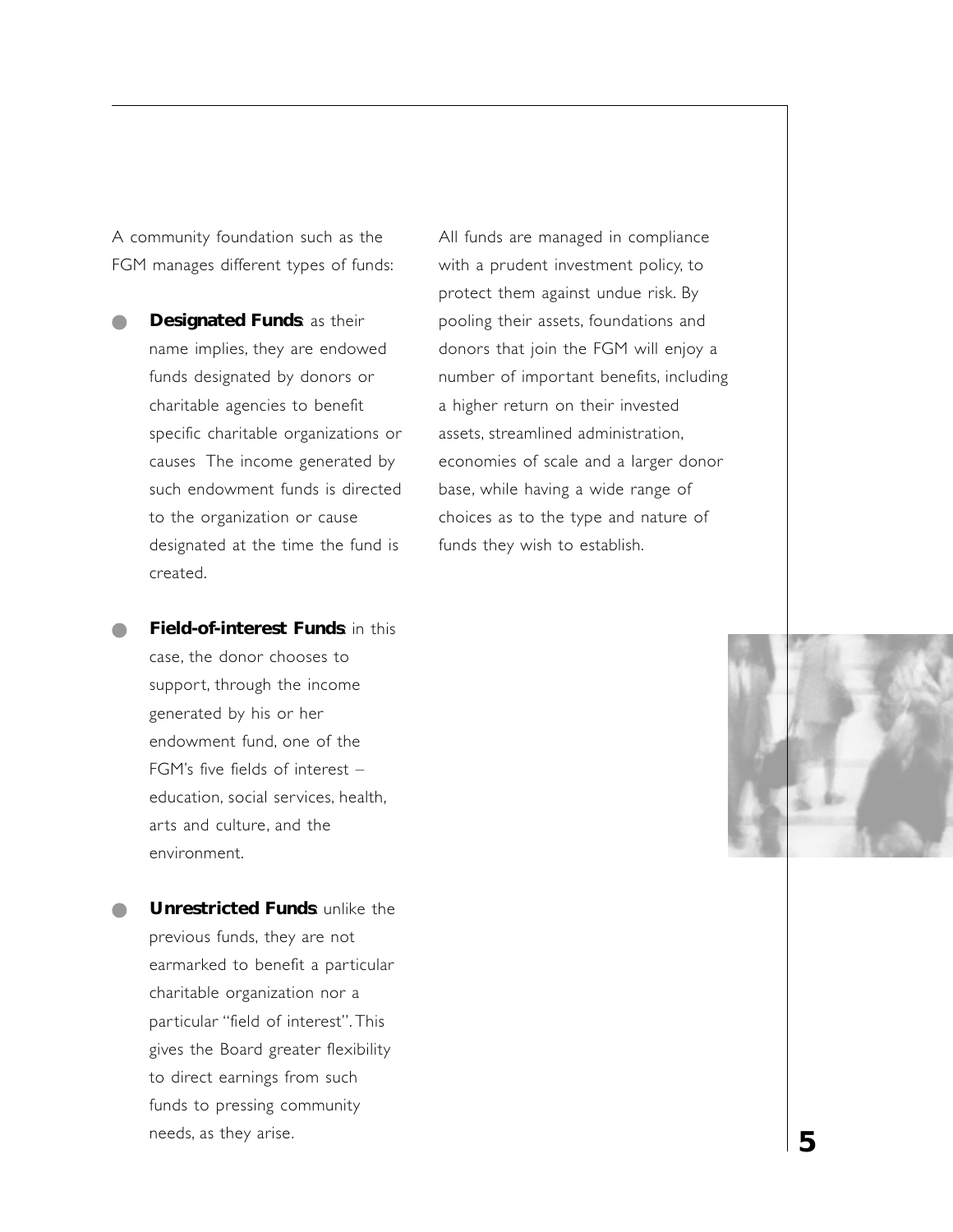A community foundation such as the FGM manages different types of funds:

- **Designated Funds**: as their name implies, they are endowed funds designated by donors or charitable agencies to benefit specific charitable organizations or causes The income generated by such endowment funds is directed to the organization or cause designated at the time the fund is created.

- **Field-of-interest Funds**: in this case, the donor chooses to support, through the income generated by his or her endowment fund, one of the FGM's five fields of interest – education, social services, health, arts and culture, and the environment.

- **Unrestricted Funds**: unlike the previous funds, they are not earmarked to benefit a particular charitable organization nor a particular "field of interest". This gives the Board greater flexibility to direct earnings from such funds to pressing community needs, as they arise.

All funds are managed in compliance with a prudent investment policy, to protect them against undue risk. By pooling their assets, foundations and donors that join the FGM will enjoy a number of important benefits, including a higher return on their invested assets, streamlined administration, economies of scale and a larger donor base, while having a wide range of choices as to the type and nature of funds they wish to establish.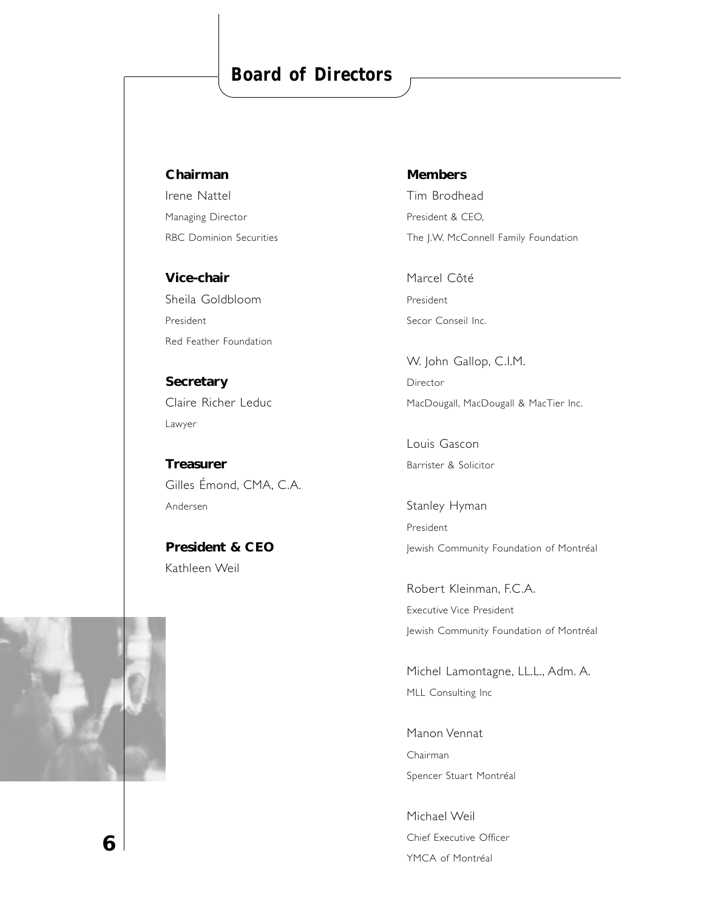# Board of Directors

**Chairman**
Irene Nattel
Managing Director
RBC Dominion Securities

**Vice-chair**
Sheila Goldbloom
President
Red Feather Foundation

**Secretary**
Claire Richer Leduc
Lawyer

**Treasurer**
Gilles Émond, CMA, C.A.
Andersen

**President & CEO**
Kathleen Weil

**Members**

Tim Brodhead
President & CEO,
The J.W. McConnell Family Foundation

Marcel Côté
President
Secor Conseil Inc.

W. John Gallop, C.I.M.
Director
MacDougall, MacDougall & MacTier Inc.

Louis Gascon
Barrister & Solicitor

Stanley Hyman
President
Jewish Community Foundation of Montréal

Robert Kleinman, F.C.A.
Executive Vice President
Jewish Community Foundation of Montréal

Michel Lamontagne, LL.L., Adm. A.
MLL Consulting Inc

Manon Vennat
Chairman
Spencer Stuart Montréal

Michael Weil
Chief Executive Officer
YMCA of Montréal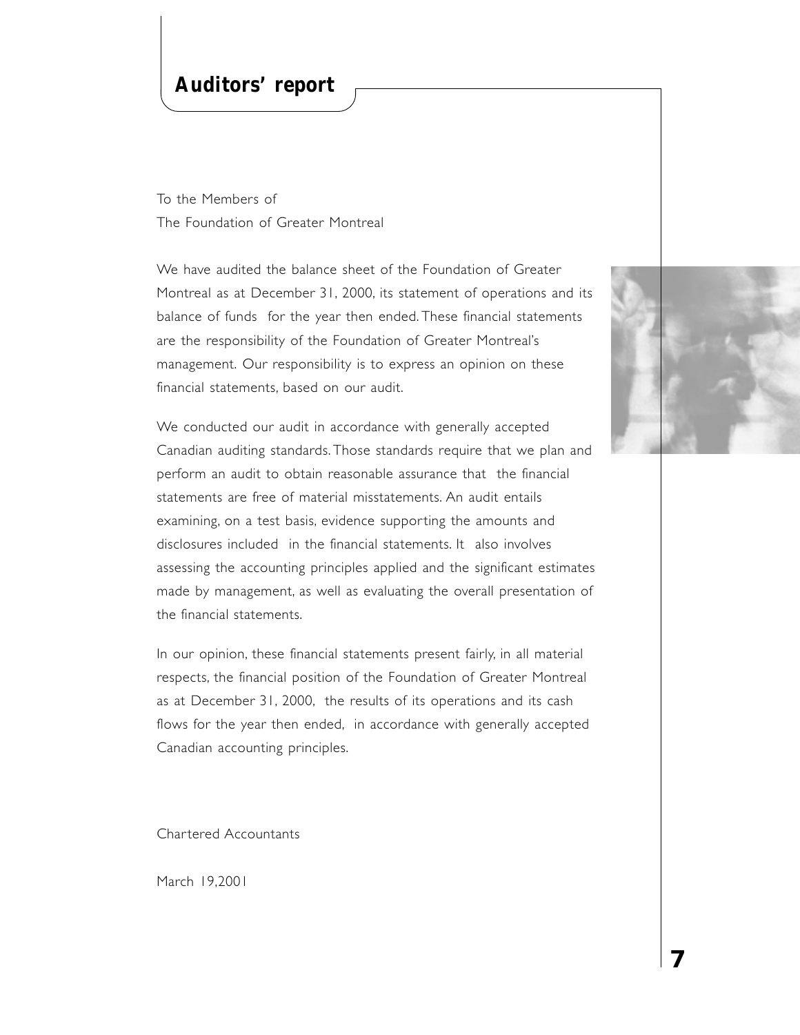# Auditors' report

To the Members of
The Foundation of Greater Montreal

We have audited the balance sheet of the Foundation of Greater Montreal as at December 31, 2000, its statement of operations and its balance of funds for the year then ended. These financial statements are the responsibility of the Foundation of Greater Montreal's management. Our responsibility is to express an opinion on these financial statements, based on our audit.

We conducted our audit in accordance with generally accepted Canadian auditing standards. Those standards require that we plan and perform an audit to obtain reasonable assurance that the financial statements are free of material misstatements. An audit entails examining, on a test basis, evidence supporting the amounts and disclosures included in the financial statements. It also involves assessing the accounting principles applied and the significant estimates made by management, as well as evaluating the overall presentation of the financial statements.

In our opinion, these financial statements present fairly, in all material respects, the financial position of the Foundation of Greater Montreal as at December 31, 2000, the results of its operations and its cash flows for the year then ended, in accordance with generally accepted Canadian accounting principles.

Chartered Accountants

March 19,2001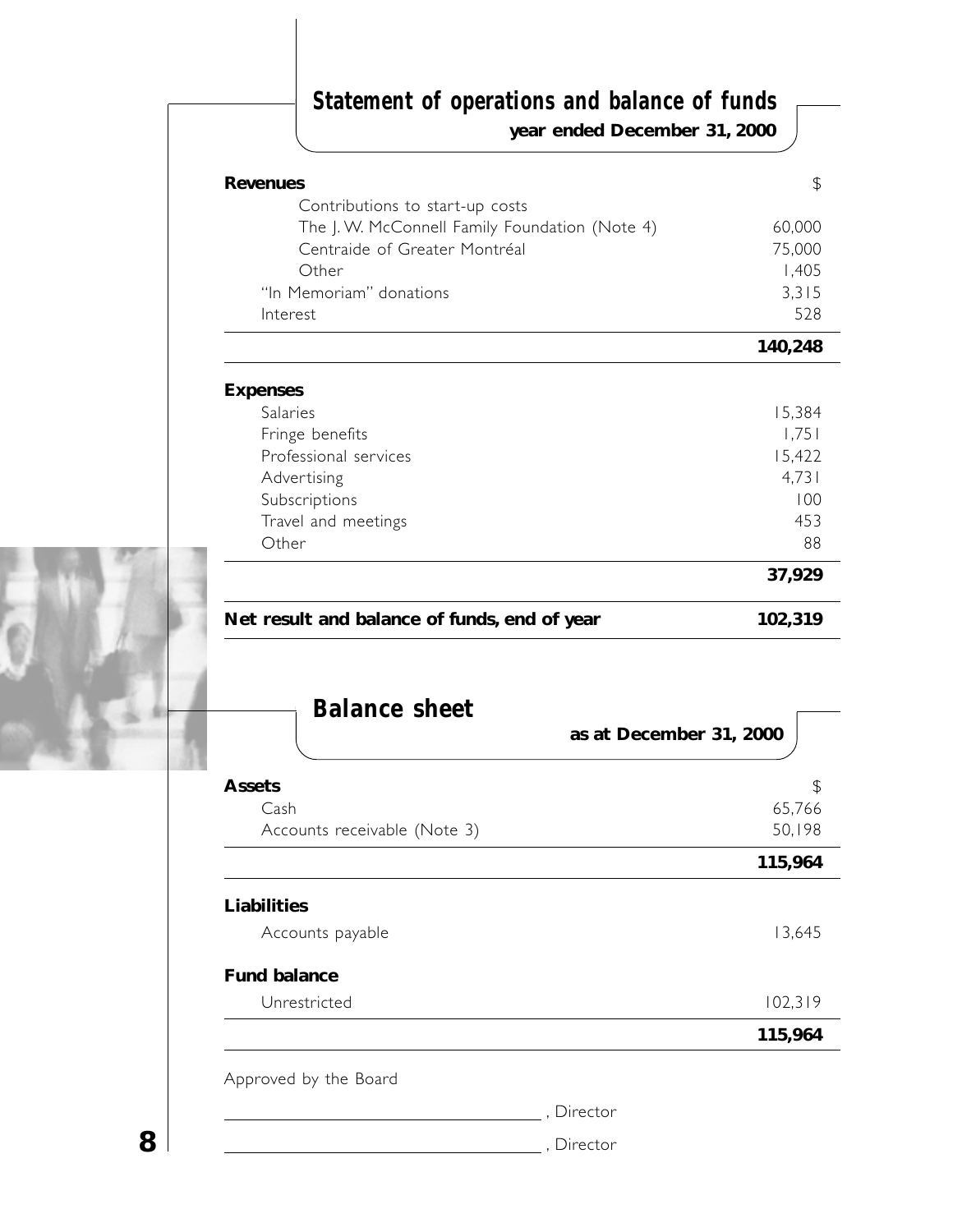## Statement of operations and balance of funds

**year ended December 31, 2000**

| **Revenues** | $ |
|---|---|
| Contributions to start-up costs | |
| The J. W. McConnell Family Foundation (Note 4) | 60,000 |
| Centraide of Greater Montréal | 75,000 |
| Other | 1,405 |
| "In Memoriam" donations | 3,315 |
| Interest | 528 |
| | **140,248** |
| **Expenses** | |
| Salaries | 15,384 |
| Fringe benefits | 1,751 |
| Professional services | 15,422 |
| Advertising | 4,731 |
| Subscriptions | 100 |
| Travel and meetings | 453 |
| Other | 88 |
| | **37,929** |
| **Net result and balance of funds, end of year** | **102,319** |

## Balance sheet

**as at December 31, 2000**

| **Assets** | $ |
|---|---|
| Cash | 65,766 |
| Accounts receivable (Note 3) | 50,198 |
| | **115,964** |
| **Liabilities** | |
| Accounts payable | 13,645 |
| **Fund balance** | |
| Unrestricted | 102,319 |
| | **115,964** |

Approved by the Board

\_\_\_\_\_\_\_\_\_\_\_\_\_\_\_\_\_\_\_\_\_\_\_\_\_\_\_\_\_\_\_\_, Director

\_\_\_\_\_\_\_\_\_\_\_\_\_\_\_\_\_\_\_\_\_\_\_\_\_\_\_\_\_\_\_\_, Director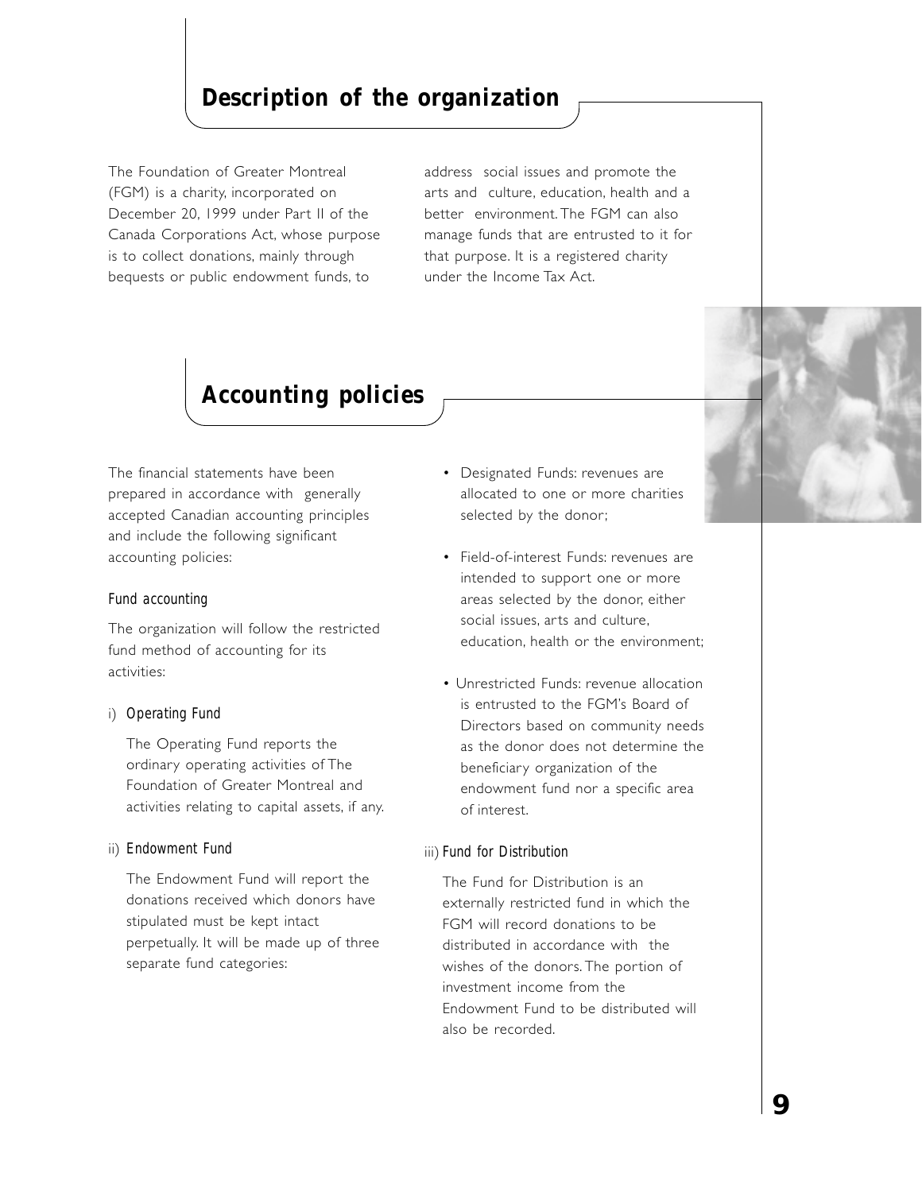## Description of the organization

The Foundation of Greater Montreal (FGM) is a charity, incorporated on December 20, 1999 under Part II of the Canada Corporations Act, whose purpose is to collect donations, mainly through bequests or public endowment funds, to address social issues and promote the arts and culture, education, health and a better environment. The FGM can also manage funds that are entrusted to it for that purpose. It is a registered charity under the Income Tax Act.

## Accounting policies

The financial statements have been prepared in accordance with generally accepted Canadian accounting principles and include the following significant accounting policies:

### Fund accounting

The organization will follow the restricted fund method of accounting for its activities:

i) *Operating Fund*

The Operating Fund reports the ordinary operating activities of The Foundation of Greater Montreal and activities relating to capital assets, if any.

ii) *Endowment Fund*

The Endowment Fund will report the donations received which donors have stipulated must be kept intact perpetually. It will be made up of three separate fund categories:

- Designated Funds: revenues are allocated to one or more charities selected by the donor;
- Field-of-interest Funds: revenues are intended to support one or more areas selected by the donor, either social issues, arts and culture, education, health or the environment;
- Unrestricted Funds: revenue allocation is entrusted to the FGM's Board of Directors based on community needs as the donor does not determine the beneficiary organization of the endowment fund nor a specific area of interest.

iii) *Fund for Distribution*

The Fund for Distribution is an externally restricted fund in which the FGM will record donations to be distributed in accordance with the wishes of the donors. The portion of investment income from the Endowment Fund to be distributed will also be recorded.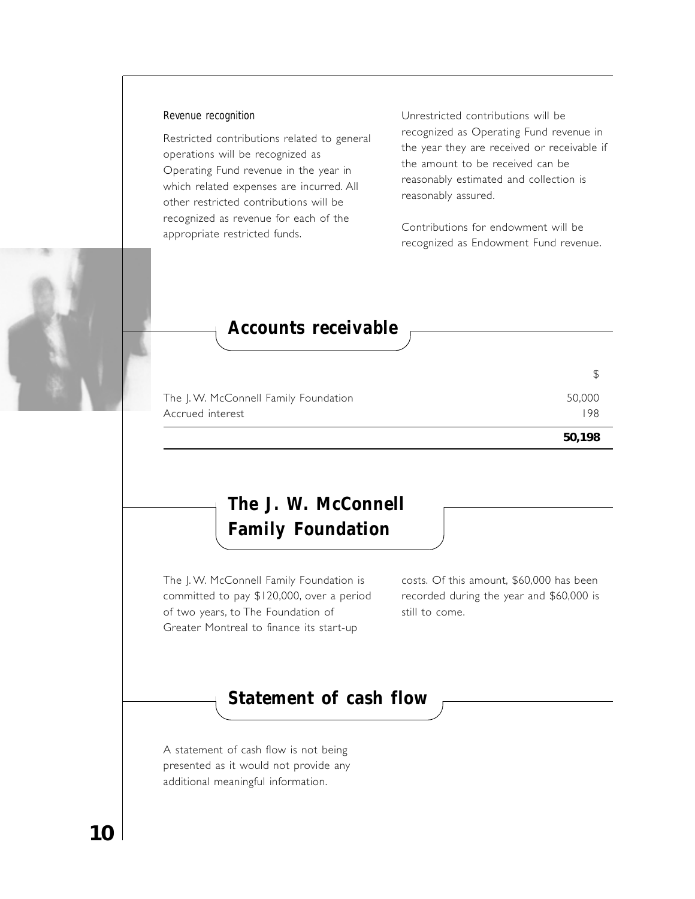### Revenue recognition

Restricted contributions related to general operations will be recognized as Operating Fund revenue in the year in which related expenses are incurred. All other restricted contributions will be recognized as revenue for each of the appropriate restricted funds.

Unrestricted contributions will be recognized as Operating Fund revenue in the year they are received or receivable if the amount to be received can be reasonably estimated and collection is reasonably assured.

Contributions for endowment will be recognized as Endowment Fund revenue.

## Accounts receivable

| | $ |
|---|---|
| The J. W. McConnell Family Foundation | 50,000 |
| Accrued interest | 198 |
| | **50,198** |

## The J. W. McConnell Family Foundation

The J. W. McConnell Family Foundation is committed to pay $120,000, over a period of two years, to The Foundation of Greater Montreal to finance its start-up costs. Of this amount, $60,000 has been recorded during the year and $60,000 is still to come.

## Statement of cash flow

A statement of cash flow is not being presented as it would not provide any additional meaningful information.